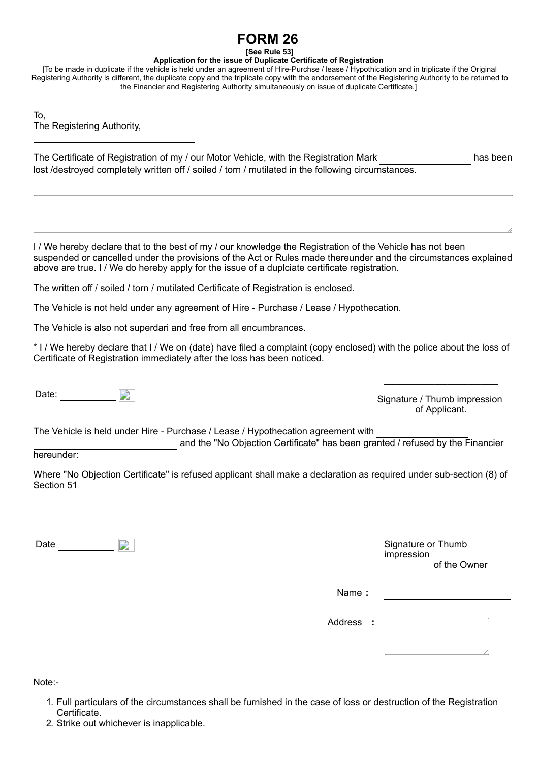# FORM 26

**[See Rule 53]**

**Application for the issue of Duplicate Certificate of Registration**

[To be made in duplicate if the vehicle is held under an agreement of Hire-Purchse / lease / Hypothication and in triplicate if the Original Registering Authority is different, the duplicate copy and the triplicate copy with the endorsement of the Registering Authority to be returned to the Financier and Registering Authority simultaneously on issue of duplicate Certificate.]

To,
The Registering Authority,

_______________________________

The Certificate of Registration of my / our Motor Vehicle, with the Registration Mark ________________ has been lost /destroyed completely written off / soiled / torn / mutilated in the following circumstances.

I / We hereby declare that to the best of my / our knowledge the Registration of the Vehicle has not been suspended or cancelled under the provisions of the Act or Rules made thereunder and the circumstances explained above are true. I / We do hereby apply for the issue of a duplciate certificate registration.

The written off / soiled / torn / mutilated Certificate of Registration is enclosed.

The Vehicle is not held under any agreement of Hire - Purchase / Lease / Hypothecation.

The Vehicle is also not superdari and free from all encumbrances.

* I / We hereby declare that I / We on (date) have filed a complaint (copy enclosed) with the police about the loss of Certificate of Registration immediately after the loss has been noticed.

Date: __________

______________________
Signature / Thumb impression of Applicant.

The Vehicle is held under Hire - Purchase / Lease / Hypothecation agreement with ________________ ________________________ and the "No Objection Certificate" has been granted / refused by the Financier hereunder:

Where "No Objection Certificate" is refused applicant shall make a declaration as required under sub-section (8) of Section 51

Date __________

Signature or Thumb impression of the Owner

Name : ______________________

Address :

Note:-

1. Full particulars of the circumstances shall be furnished in the case of loss or destruction of the Registration Certificate.
2. Strike out whichever is inapplicable.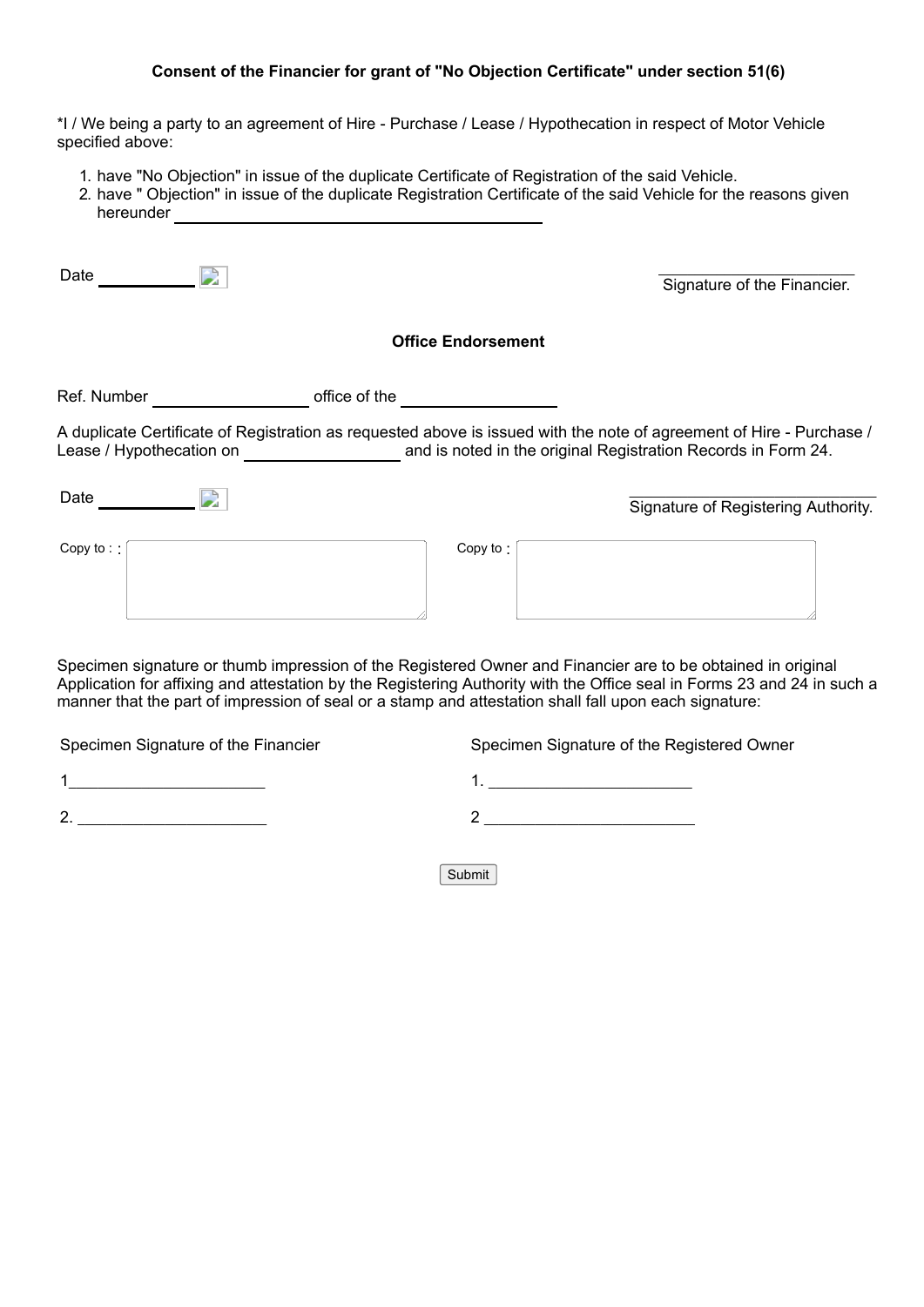**Consent of the Financier for grant of "No Objection Certificate" under section 51(6)**

*I / We being a party to an agreement of Hire - Purchase / Lease / Hypothecation in respect of Motor Vehicle specified above:

1. have "No Objection" in issue of the duplicate Certificate of Registration of the said Vehicle.
2. have " Objection" in issue of the duplicate Registration Certificate of the said Vehicle for the reasons given hereunder ____________________

Date __________

____________________
Signature of the Financier.

**Office Endorsement**

Ref. Number ______________ office of the ______________

A duplicate Certificate of Registration as requested above is issued with the note of agreement of Hire - Purchase / Lease / Hypothecation on ______________ and is noted in the original Registration Records in Form 24.

Date __________

____________________
Signature of Registering Authority.

Copy to : :

Copy to :

Specimen signature or thumb impression of the Registered Owner and Financier are to be obtained in original Application for affixing and attestation by the Registering Authority with the Office seal in Forms 23 and 24 in such a manner that the part of impression of seal or a stamp and attestation shall fall upon each signature:

| Specimen Signature of the Financier | Specimen Signature of the Registered Owner |
| --- | --- |
| 1____________________ | 1. ____________________ |
| 2. ____________________ | 2 ____________________ |

Submit